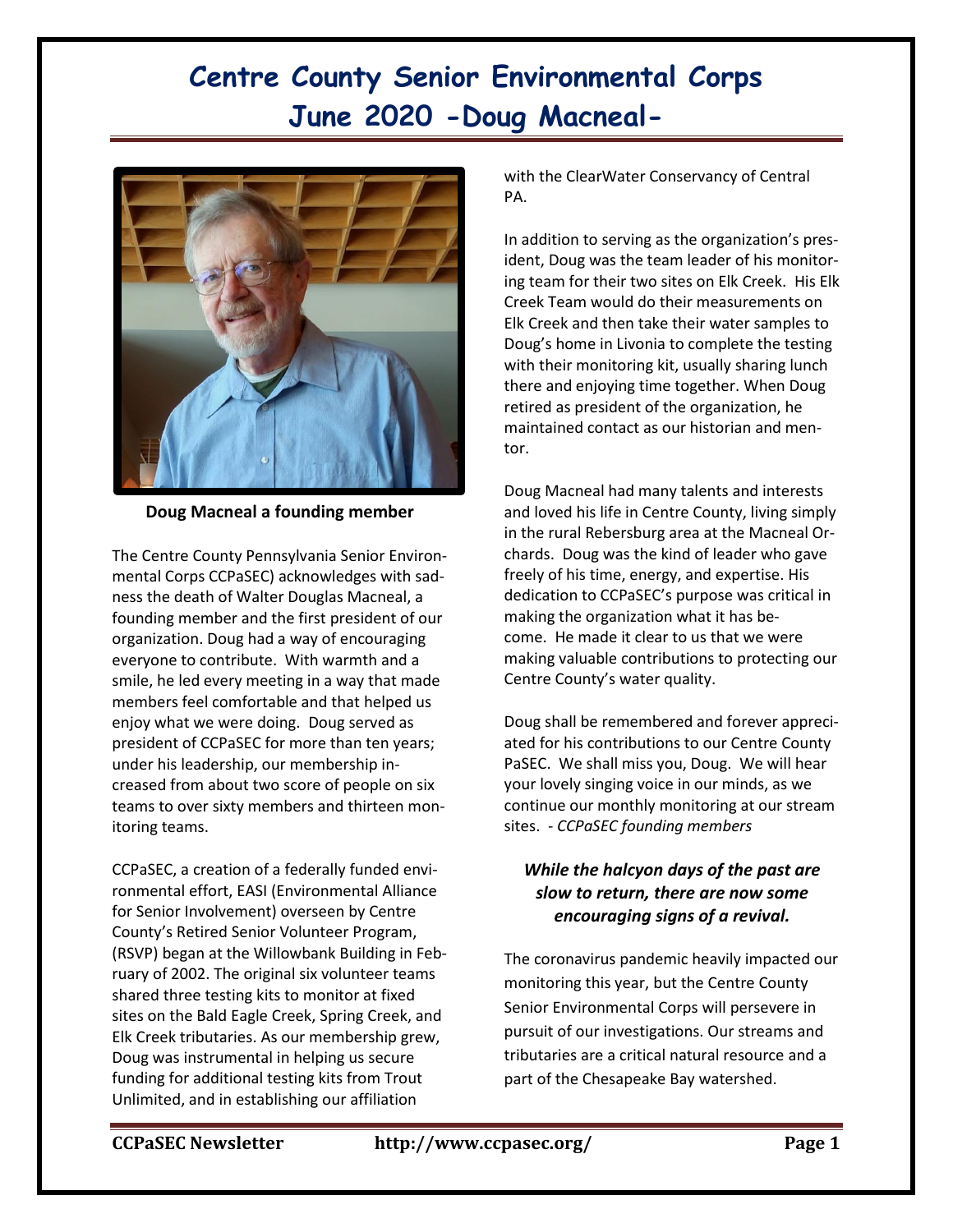# Centre County Senior Environmental Corps
# June 2020 -Doug Macneal-

**Doug Macneal a founding member**

The Centre County Pennsylvania Senior Environmental Corps CCPaSEC) acknowledges with sadness the death of Walter Douglas Macneal, a founding member and the first president of our organization. Doug had a way of encouraging everyone to contribute. With warmth and a smile, he led every meeting in a way that made members feel comfortable and that helped us enjoy what we were doing. Doug served as president of CCPaSEC for more than ten years; under his leadership, our membership increased from about two score of people on six teams to over sixty members and thirteen monitoring teams.

CCPaSEC, a creation of a federally funded environmental effort, EASI (Environmental Alliance for Senior Involvement) overseen by Centre County's Retired Senior Volunteer Program, (RSVP) began at the Willowbank Building in February of 2002. The original six volunteer teams shared three testing kits to monitor at fixed sites on the Bald Eagle Creek, Spring Creek, and Elk Creek tributaries. As our membership grew, Doug was instrumental in helping us secure funding for additional testing kits from Trout Unlimited, and in establishing our affiliation with the ClearWater Conservancy of Central PA.

In addition to serving as the organization's president, Doug was the team leader of his monitoring team for their two sites on Elk Creek. His Elk Creek Team would do their measurements on Elk Creek and then take their water samples to Doug's home in Livonia to complete the testing with their monitoring kit, usually sharing lunch there and enjoying time together. When Doug retired as president of the organization, he maintained contact as our historian and mentor.

Doug Macneal had many talents and interests and loved his life in Centre County, living simply in the rural Rebersburg area at the Macneal Orchards. Doug was the kind of leader who gave freely of his time, energy, and expertise. His dedication to CCPaSEC's purpose was critical in making the organization what it has become. He made it clear to us that we were making valuable contributions to protecting our Centre County's water quality.

Doug shall be remembered and forever appreciated for his contributions to our Centre County PaSEC. We shall miss you, Doug. We will hear your lovely singing voice in our minds, as we continue our monthly monitoring at our stream sites. - *CCPaSEC founding members*

***While the halcyon days of the past are slow to return, there are now some encouraging signs of a revival.***

The coronavirus pandemic heavily impacted our monitoring this year, but the Centre County Senior Environmental Corps will persevere in pursuit of our investigations. Our streams and tributaries are a critical natural resource and a part of the Chesapeake Bay watershed.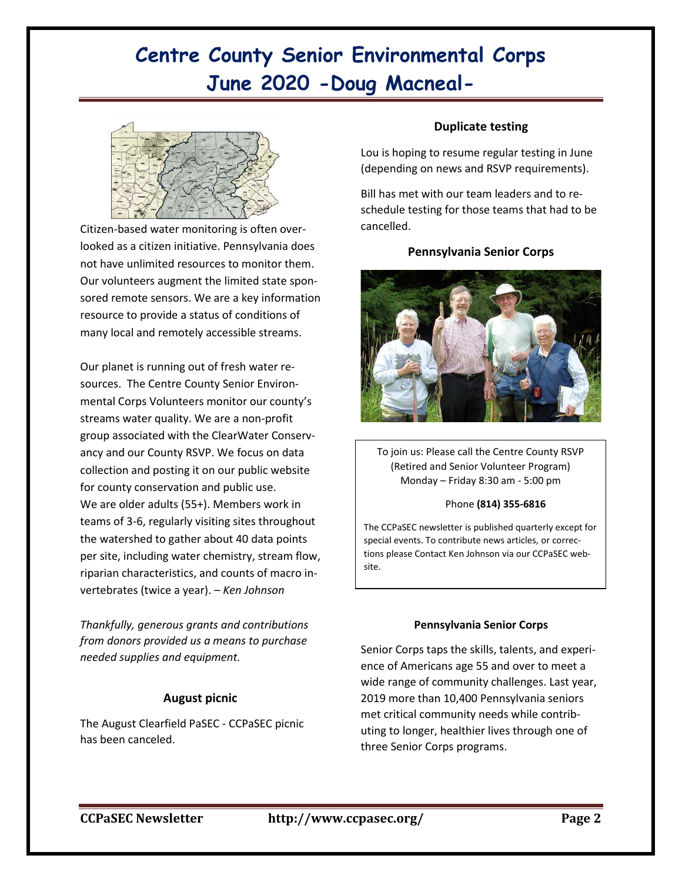# Centre County Senior Environmental Corps
# June 2020 -Doug Macneal-

Citizen-based water monitoring is often overlooked as a citizen initiative. Pennsylvania does not have unlimited resources to monitor them. Our volunteers augment the limited state sponsored remote sensors. We are a key information resource to provide a status of conditions of many local and remotely accessible streams.

Our planet is running out of fresh water resources. The Centre County Senior Environmental Corps Volunteers monitor our county's streams water quality. We are a non-profit group associated with the ClearWater Conservancy and our County RSVP. We focus on data collection and posting it on our public website for county conservation and public use. We are older adults (55+). Members work in teams of 3-6, regularly visiting sites throughout the watershed to gather about 40 data points per site, including water chemistry, stream flow, riparian characteristics, and counts of macro invertebrates (twice a year). – *Ken Johnson*

*Thankfully, generous grants and contributions from donors provided us a means to purchase needed supplies and equipment.*

### August picnic

The August Clearfield PaSEC - CCPaSEC picnic has been canceled.

### Duplicate testing

Lou is hoping to resume regular testing in June (depending on news and RSVP requirements).

Bill has met with our team leaders and to reschedule testing for those teams that had to be cancelled.

### Pennsylvania Senior Corps

To join us: Please call the Centre County RSVP (Retired and Senior Volunteer Program) Monday – Friday 8:30 am - 5:00 pm

Phone **(814) 355-6816**

The CCPaSEC newsletter is published quarterly except for special events. To contribute news articles, or corrections please Contact Ken Johnson via our CCPaSEC website.

### Pennsylvania Senior Corps

Senior Corps taps the skills, talents, and experience of Americans age 55 and over to meet a wide range of community challenges. Last year, 2019 more than 10,400 Pennsylvania seniors met critical community needs while contributing to longer, healthier lives through one of three Senior Corps programs.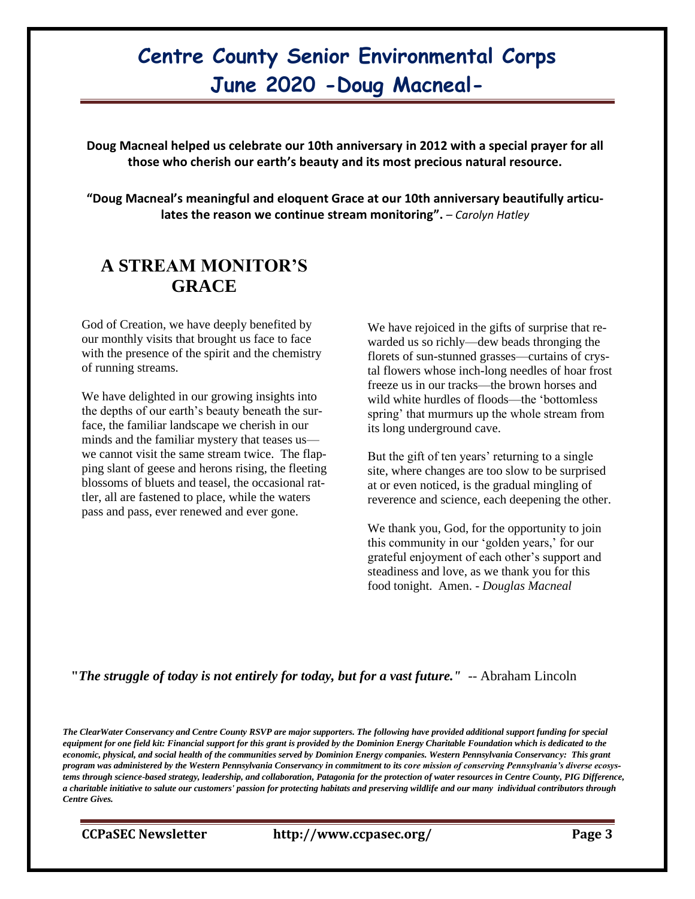# Centre County Senior Environmental Corps
# June 2020 -Doug Macneal-

**Doug Macneal helped us celebrate our 10th anniversary in 2012 with a special prayer for all those who cherish our earth's beauty and its most precious natural resource.**

**"Doug Macneal's meaningful and eloquent Grace at our 10th anniversary beautifully articulates the reason we continue stream monitoring".** – *Carolyn Hatley*

## A STREAM MONITOR'S GRACE

God of Creation, we have deeply benefited by our monthly visits that brought us face to face with the presence of the spirit and the chemistry of running streams.

We have delighted in our growing insights into the depths of our earth's beauty beneath the surface, the familiar landscape we cherish in our minds and the familiar mystery that teases us—we cannot visit the same stream twice. The flapping slant of geese and herons rising, the fleeting blossoms of bluets and teasel, the occasional rattler, all are fastened to place, while the waters pass and pass, ever renewed and ever gone.

We have rejoiced in the gifts of surprise that rewarded us so richly—dew beads thronging the florets of sun-stunned grasses—curtains of crystal flowers whose inch-long needles of hoar frost freeze us in our tracks—the brown horses and wild white hurdles of floods—the 'bottomless spring' that murmurs up the whole stream from its long underground cave.

But the gift of ten years' returning to a single site, where changes are too slow to be surprised at or even noticed, is the gradual mingling of reverence and science, each deepening the other.

We thank you, God, for the opportunity to join this community in our 'golden years,' for our grateful enjoyment of each other's support and steadiness and love, as we thank you for this food tonight. Amen. - *Douglas Macneal*

**"*The struggle of today is not entirely for today, but for a vast future."*** -- Abraham Lincoln

***The ClearWater Conservancy and Centre County RSVP are major supporters. The following have provided additional support funding for special equipment for one field kit: Financial support for this grant is provided by the Dominion Energy Charitable Foundation which is dedicated to the economic, physical, and social health of the communities served by Dominion Energy companies. Western Pennsylvania Conservancy: This grant program was administered by the Western Pennsylvania Conservancy in commitment to its core mission of conserving Pennsylvania's diverse ecosystems through science-based strategy, leadership, and collaboration, Patagonia for the protection of water resources in Centre County, PIG Difference, a charitable initiative to salute our customers' passion for protecting habitats and preserving wildlife and our many individual contributors through Centre Gives.***